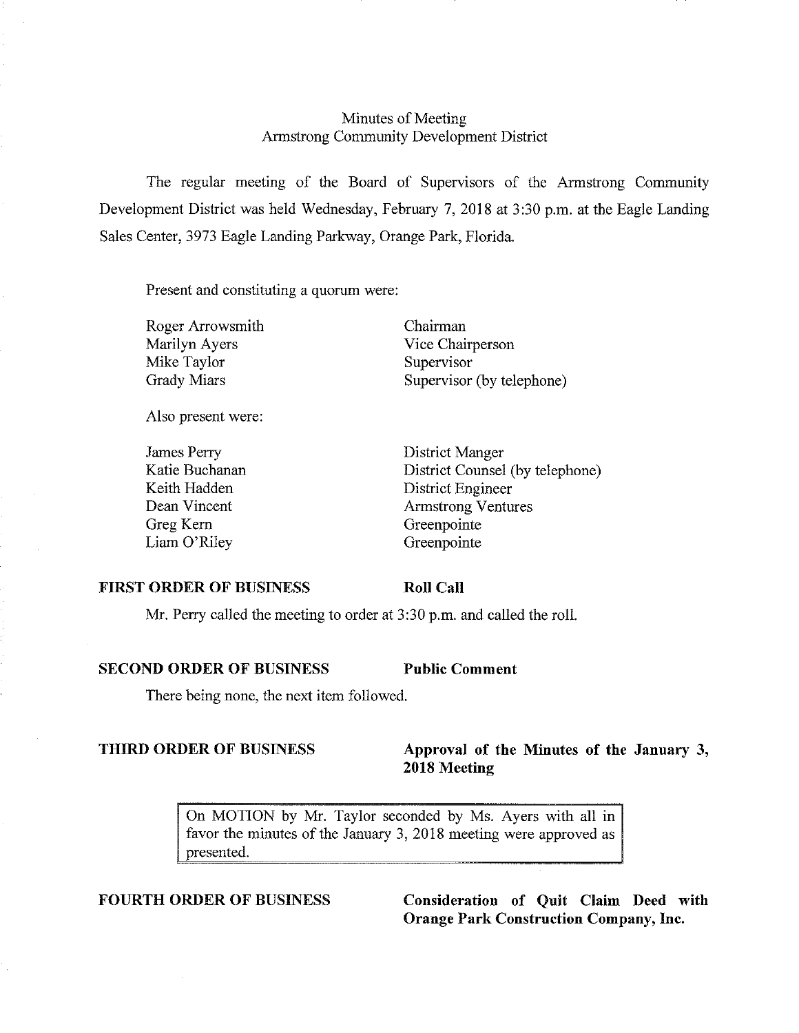# Minutes of Meeting
## Armstrong Community Development District

The regular meeting of the Board of Supervisors of the Armstrong Community Development District was held Wednesday, February 7, 2018 at 3:30 p.m. at the Eagle Landing Sales Center, 3973 Eagle Landing Parkway, Orange Park, Florida.

Present and constituting a quorum were:

| | |
|---|---|
| Roger Arrowsmith | Chairman |
| Marilyn Ayers | Vice Chairperson |
| Mike Taylor | Supervisor |
| Grady Miars | Supervisor (by telephone) |

Also present were:

| | |
|---|---|
| James Perry | District Manger |
| Katie Buchanan | District Counsel (by telephone) |
| Keith Hadden | District Engineer |
| Dean Vincent | Armstrong Ventures |
| Greg Kern | Greenpointe |
| Liam O'Riley | Greenpointe |

**FIRST ORDER OF BUSINESS** **Roll Call**

Mr. Perry called the meeting to order at 3:30 p.m. and called the roll.

**SECOND ORDER OF BUSINESS** **Public Comment**

There being none, the next item followed.

**THIRD ORDER OF BUSINESS** **Approval of the Minutes of the January 3, 2018 Meeting**

> On MOTION by Mr. Taylor seconded by Ms. Ayers with all in favor the minutes of the January 3, 2018 meeting were approved as presented.

**FOURTH ORDER OF BUSINESS** **Consideration of Quit Claim Deed with Orange Park Construction Company, Inc.**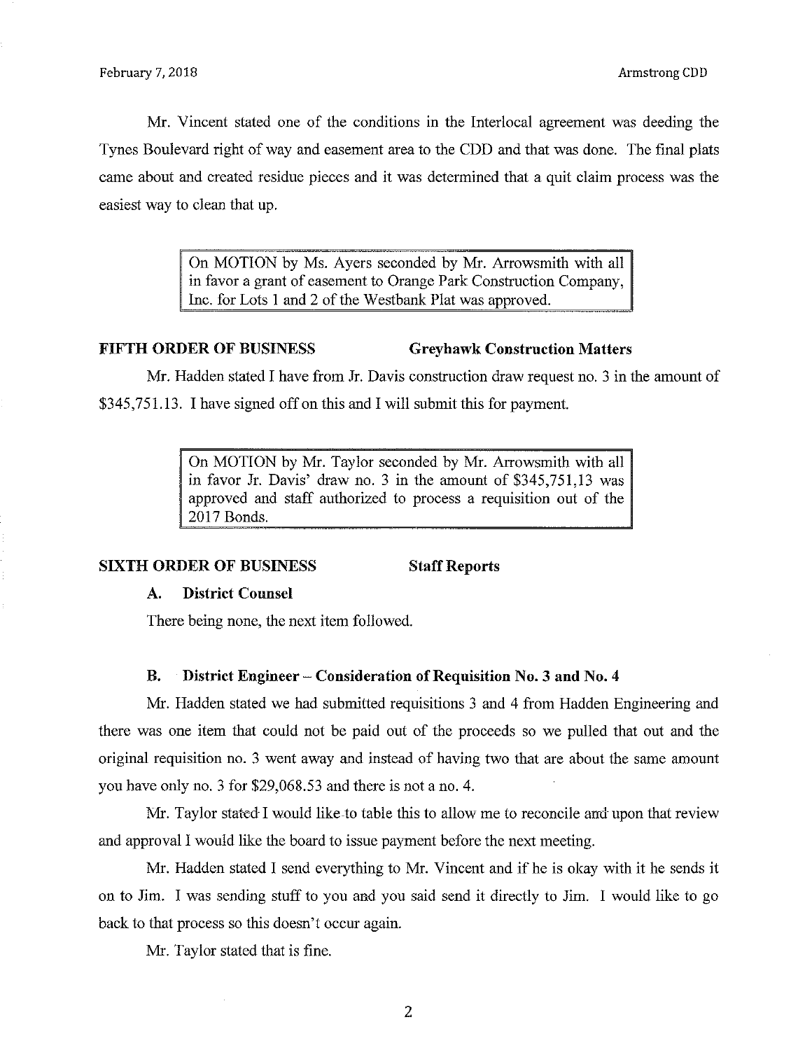Mr. Vincent stated one of the conditions in the Interlocal agreement was deeding the Tynes Boulevard right of way and easement area to the CDD and that was done. The final plats came about and created residue pieces and it was determined that a quit claim process was the easiest way to clean that up.

> On MOTION by Ms. Ayers seconded by Mr. Arrowsmith with all in favor a grant of easement to Orange Park Construction Company, Inc. for Lots 1 and 2 of the Westbank Plat was approved.

**FIFTH ORDER OF BUSINESS — Greyhawk Construction Matters**

Mr. Hadden stated I have from Jr. Davis construction draw request no. 3 in the amount of $345,751.13. I have signed off on this and I will submit this for payment.

> On MOTION by Mr. Taylor seconded by Mr. Arrowsmith with all in favor Jr. Davis' draw no. 3 in the amount of $345,751,13 was approved and staff authorized to process a requisition out of the 2017 Bonds.

**SIXTH ORDER OF BUSINESS — Staff Reports**

**A. District Counsel**

There being none, the next item followed.

**B. District Engineer – Consideration of Requisition No. 3 and No. 4**

Mr. Hadden stated we had submitted requisitions 3 and 4 from Hadden Engineering and there was one item that could not be paid out of the proceeds so we pulled that out and the original requisition no. 3 went away and instead of having two that are about the same amount you have only no. 3 for $29,068.53 and there is not a no. 4.

Mr. Taylor stated I would like to table this to allow me to reconcile and upon that review and approval I would like the board to issue payment before the next meeting.

Mr. Hadden stated I send everything to Mr. Vincent and if he is okay with it he sends it on to Jim. I was sending stuff to you and you said send it directly to Jim. I would like to go back to that process so this doesn't occur again.

Mr. Taylor stated that is fine.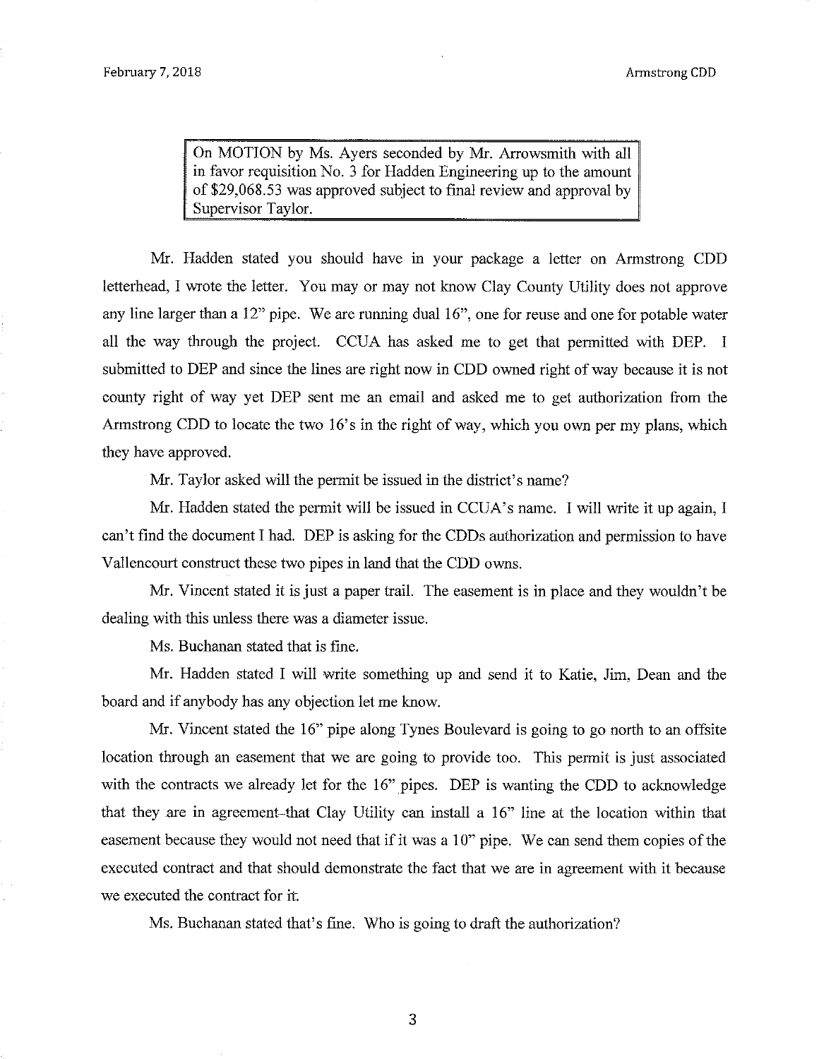> On MOTION by Ms. Ayers seconded by Mr. Arrowsmith with all in favor requisition No. 3 for Hadden Engineering up to the amount of $29,068.53 was approved subject to final review and approval by Supervisor Taylor.

Mr. Hadden stated you should have in your package a letter on Armstrong CDD letterhead, I wrote the letter. You may or may not know Clay County Utility does not approve any line larger than a 12" pipe. We are running dual 16", one for reuse and one for potable water all the way through the project. CCUA has asked me to get that permitted with DEP. I submitted to DEP and since the lines are right now in CDD owned right of way because it is not county right of way yet DEP sent me an email and asked me to get authorization from the Armstrong CDD to locate the two 16's in the right of way, which you own per my plans, which they have approved.

Mr. Taylor asked will the permit be issued in the district's name?

Mr. Hadden stated the permit will be issued in CCUA's name. I will write it up again, I can't find the document I had. DEP is asking for the CDDs authorization and permission to have Vallencourt construct these two pipes in land that the CDD owns.

Mr. Vincent stated it is just a paper trail. The easement is in place and they wouldn't be dealing with this unless there was a diameter issue.

Ms. Buchanan stated that is fine.

Mr. Hadden stated I will write something up and send it to Katie, Jim, Dean and the board and if anybody has any objection let me know.

Mr. Vincent stated the 16" pipe along Tynes Boulevard is going to go north to an offsite location through an easement that we are going to provide too. This permit is just associated with the contracts we already let for the 16" pipes. DEP is wanting the CDD to acknowledge that they are in agreement that Clay Utility can install a 16" line at the location within that easement because they would not need that if it was a 10" pipe. We can send them copies of the executed contract and that should demonstrate the fact that we are in agreement with it because we executed the contract for it.

Ms. Buchanan stated that's fine. Who is going to draft the authorization?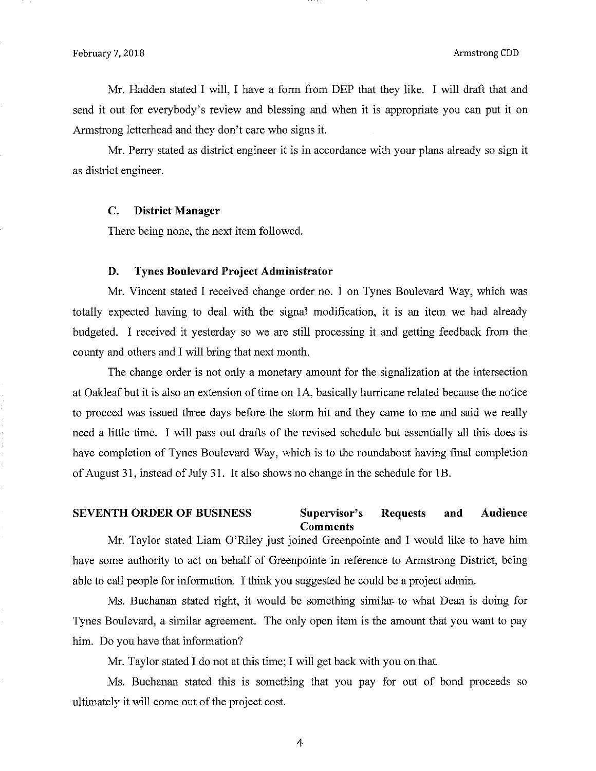Mr. Hadden stated I will, I have a form from DEP that they like. I will draft that and send it out for everybody's review and blessing and when it is appropriate you can put it on Armstrong letterhead and they don't care who signs it.

Mr. Perry stated as district engineer it is in accordance with your plans already so sign it as district engineer.

### C. District Manager

There being none, the next item followed.

### D. Tynes Boulevard Project Administrator

Mr. Vincent stated I received change order no. 1 on Tynes Boulevard Way, which was totally expected having to deal with the signal modification, it is an item we had already budgeted. I received it yesterday so we are still processing it and getting feedback from the county and others and I will bring that next month.

The change order is not only a monetary amount for the signalization at the intersection at Oakleaf but it is also an extension of time on 1A, basically hurricane related because the notice to proceed was issued three days before the storm hit and they came to me and said we really need a little time. I will pass out drafts of the revised schedule but essentially all this does is have completion of Tynes Boulevard Way, which is to the roundabout having final completion of August 31, instead of July 31. It also shows no change in the schedule for 1B.

## SEVENTH ORDER OF BUSINESS Supervisor's Requests and Audience Comments

Mr. Taylor stated Liam O'Riley just joined Greenpointe and I would like to have him have some authority to act on behalf of Greenpointe in reference to Armstrong District, being able to call people for information. I think you suggested he could be a project admin.

Ms. Buchanan stated right, it would be something similar to what Dean is doing for Tynes Boulevard, a similar agreement. The only open item is the amount that you want to pay him. Do you have that information?

Mr. Taylor stated I do not at this time; I will get back with you on that.

Ms. Buchanan stated this is something that you pay for out of bond proceeds so ultimately it will come out of the project cost.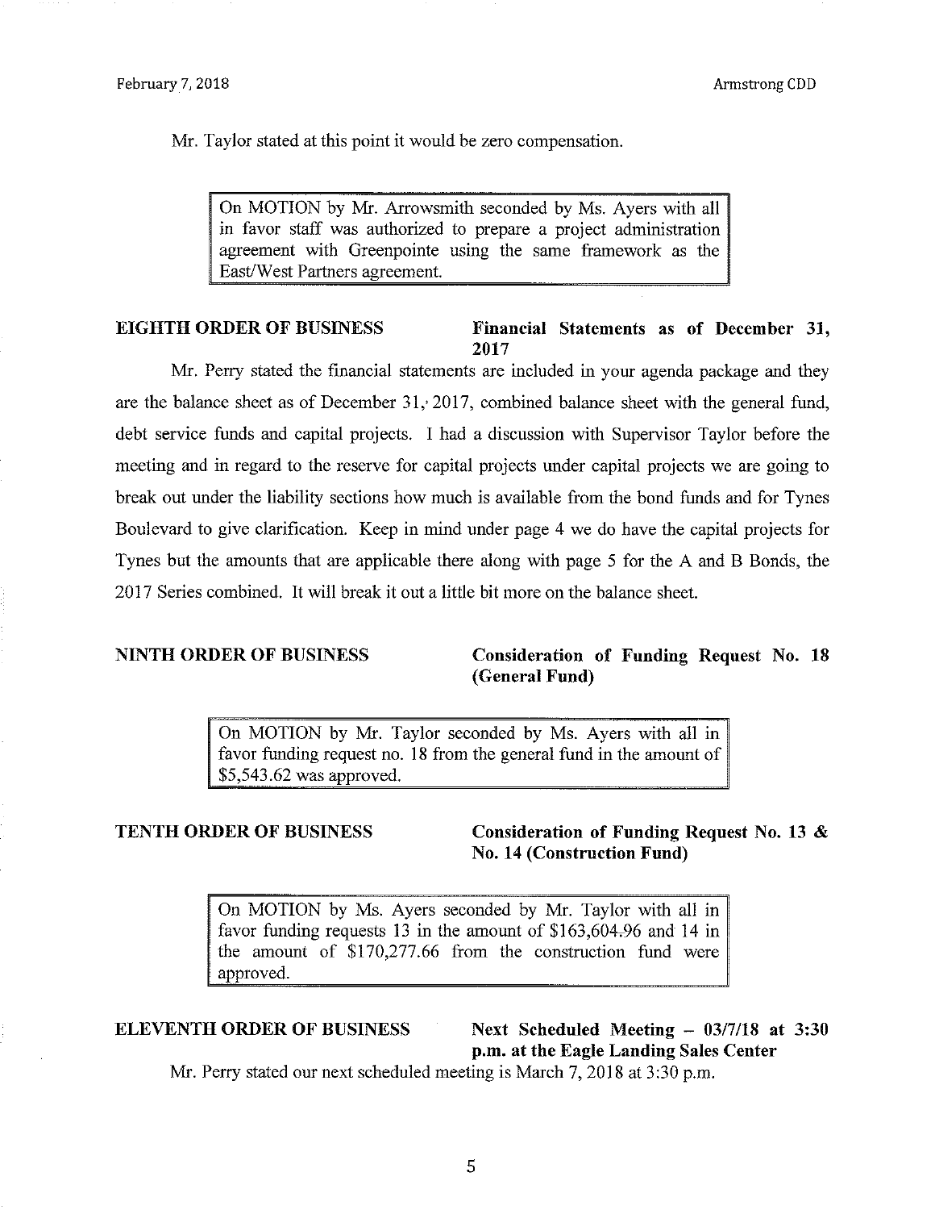Mr. Taylor stated at this point it would be zero compensation.

> On MOTION by Mr. Arrowsmith seconded by Ms. Ayers with all in favor staff was authorized to prepare a project administration agreement with Greenpointe using the same framework as the East/West Partners agreement.

**EIGHTH ORDER OF BUSINESS** **Financial Statements as of December 31, 2017**

Mr. Perry stated the financial statements are included in your agenda package and they are the balance sheet as of December 31, 2017, combined balance sheet with the general fund, debt service funds and capital projects. I had a discussion with Supervisor Taylor before the meeting and in regard to the reserve for capital projects under capital projects we are going to break out under the liability sections how much is available from the bond funds and for Tynes Boulevard to give clarification. Keep in mind under page 4 we do have the capital projects for Tynes but the amounts that are applicable there along with page 5 for the A and B Bonds, the 2017 Series combined. It will break it out a little bit more on the balance sheet.

**NINTH ORDER OF BUSINESS** **Consideration of Funding Request No. 18 (General Fund)**

> On MOTION by Mr. Taylor seconded by Ms. Ayers with all in favor funding request no. 18 from the general fund in the amount of $5,543.62 was approved.

**TENTH ORDER OF BUSINESS** **Consideration of Funding Request No. 13 & No. 14 (Construction Fund)**

> On MOTION by Ms. Ayers seconded by Mr. Taylor with all in favor funding requests 13 in the amount of $163,604.96 and 14 in the amount of $170,277.66 from the construction fund were approved.

**ELEVENTH ORDER OF BUSINESS** **Next Scheduled Meeting – 03/7/18 at 3:30 p.m. at the Eagle Landing Sales Center**

Mr. Perry stated our next scheduled meeting is March 7, 2018 at 3:30 p.m.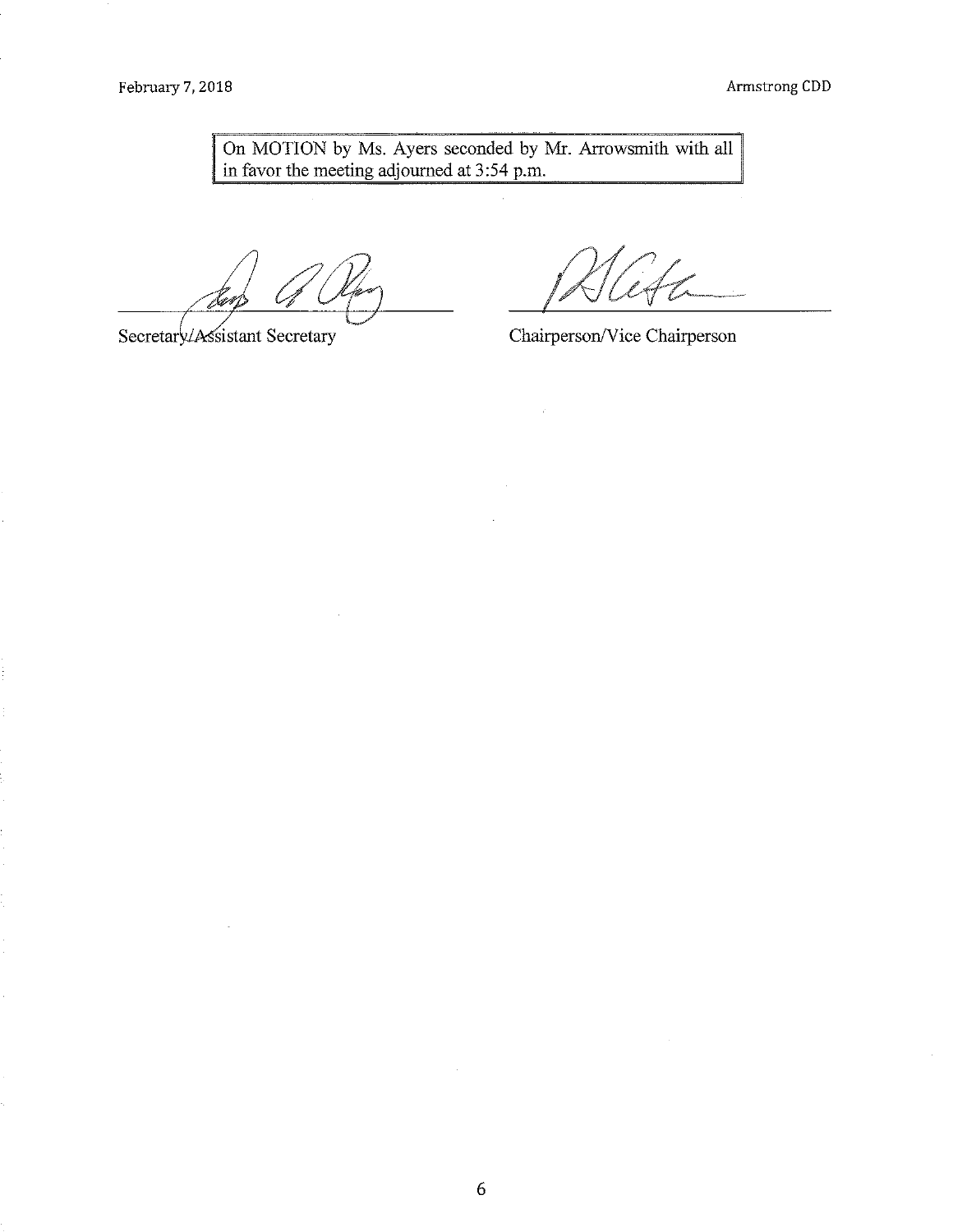On MOTION by Ms. Ayers seconded by Mr. Arrowsmith with all in favor the meeting adjourned at 3:54 p.m.

Secretary/Assistant Secretary

Chairperson/Vice Chairperson